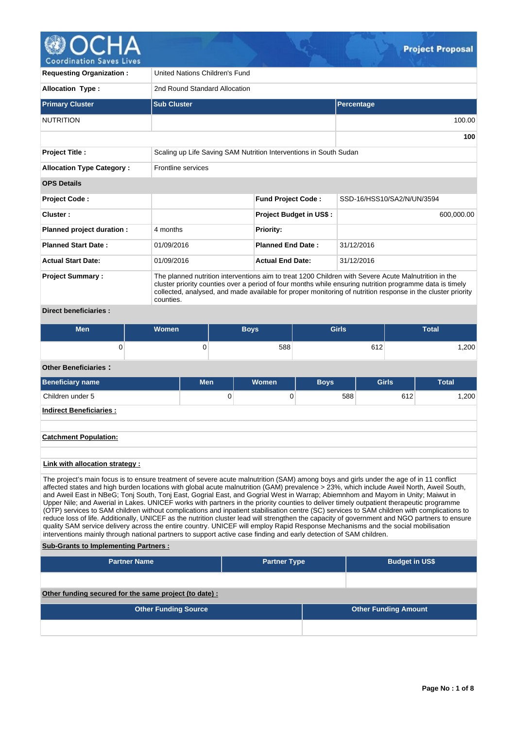**Project Proposal**

| | | | |
|---|---|---|---|
| **Requesting Organization :** | United Nations Children's Fund | | |
| **Allocation Type :** | 2nd Round Standard Allocation | | |

| **Primary Cluster** | **Sub Cluster** | **Percentage** |
|---|---|---|
| NUTRITION | | 100.00 |
| | | **100** |

| | | | |
|---|---|---|---|
| **Project Title :** | Scaling up Life Saving SAM Nutrition Interventions in South Sudan | | |
| **Allocation Type Category :** | Frontline services | | |
| **OPS Details** | | | |
| **Project Code :** | | **Fund Project Code :** | SSD-16/HSS10/SA2/N/UN/3594 |
| **Cluster :** | | **Project Budget in US$ :** | 600,000.00 |
| **Planned project duration :** | 4 months | **Priority:** | |
| **Planned Start Date :** | 01/09/2016 | **Planned End Date :** | 31/12/2016 |
| **Actual Start Date:** | 01/09/2016 | **Actual End Date:** | 31/12/2016 |
| **Project Summary :** | The planned nutrition interventions aim to treat 1200 Children with Severe Acute Malnutrition in the cluster priority counties over a period of four months while ensuring nutrition programme data is timely collected, analysed, and made available for proper monitoring of nutrition response in the cluster priority counties. | | |

**Direct beneficiaries :**

| Men | Women | Boys | Girls | Total |
|---|---|---|---|---|
| 0 | 0 | 588 | 612 | 1,200 |

**Other Beneficiaries :**

| Beneficiary name | Men | Women | Boys | Girls | Total |
|---|---|---|---|---|---|
| Children under 5 | 0 | 0 | 588 | 612 | 1,200 |

**Indirect Beneficiaries :**

**Catchment Population:**

**Link with allocation strategy :**

The project's main focus is to ensure treatment of severe acute malnutrition (SAM) among boys and girls under the age of in 11 conflict affected states and high burden locations with global acute malnutrition (GAM) prevalence > 23%, which include Aweil North, Aweil South, and Aweil East in NBeG; Tonj South, Tonj East, Gogrial East, and Gogrial West in Warrap; Abiemnhom and Mayom in Unity; Maiwut in Upper Nile; and Awerial in Lakes. UNICEF works with partners in the priority counties to deliver timely outpatient therapeutic programme (OTP) services to SAM children without complications and inpatient stabilisation centre (SC) services to SAM children with complications to reduce loss of life. Additionally, UNICEF as the nutrition cluster lead will strengthen the capacity of government and NGO partners to ensure quality SAM service delivery across the entire country. UNICEF will employ Rapid Response Mechanisms and the social mobilisation interventions mainly through national partners to support active case finding and early detection of SAM children.

**Sub-Grants to Implementing Partners :**

| Partner Name | Partner Type | Budget in US$ |
|---|---|---|
| | | |

**Other funding secured for the same project (to date) :**

| Other Funding Source | Other Funding Amount |
|---|---|
| | |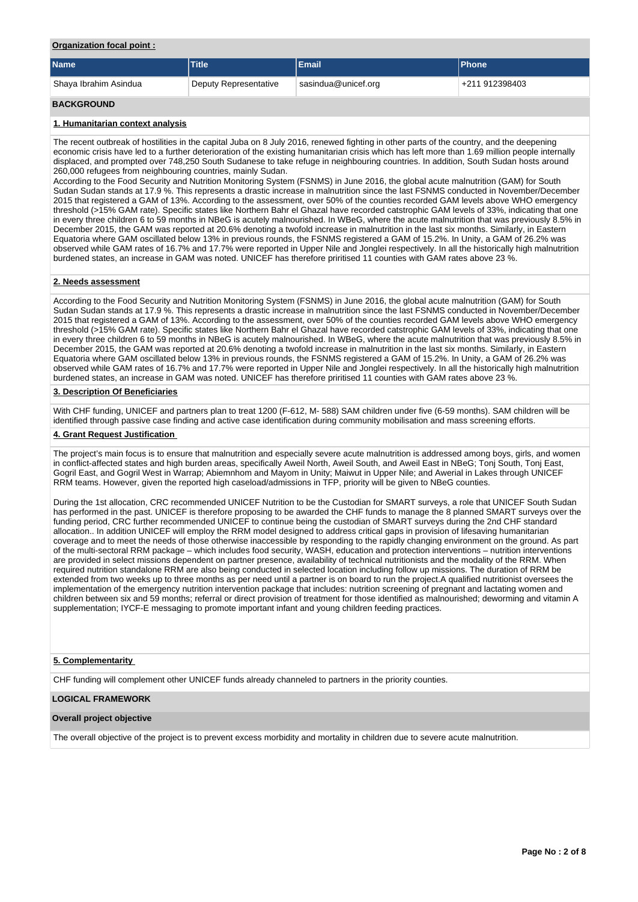**Organization focal point :**

| Name | Title | Email | Phone |
|---|---|---|---|
| Shaya Ibrahim Asindua | Deputy Representative | sasindua@unicef.org | +211 912398403 |

## BACKGROUND

### 1. Humanitarian context analysis

The recent outbreak of hostilities in the capital Juba on 8 July 2016, renewed fighting in other parts of the country, and the deepening economic crisis have led to a further deterioration of the existing humanitarian crisis which has left more than 1.69 million people internally displaced, and prompted over 748,250 South Sudanese to take refuge in neighbouring countries. In addition, South Sudan hosts around 260,000 refugees from neighbouring countries, mainly Sudan.
According to the Food Security and Nutrition Monitoring System (FSNMS) in June 2016, the global acute malnutrition (GAM) for South Sudan Sudan stands at 17.9 %. This represents a drastic increase in malnutrition since the last FSNMS conducted in November/December 2015 that registered a GAM of 13%. According to the assessment, over 50% of the counties recorded GAM levels above WHO emergency threshold (>15% GAM rate). Specific states like Northern Bahr el Ghazal have recorded catstrophic GAM levels of 33%, indicating that one in every three children 6 to 59 months in NBeG is acutely malnourished. In WBeG, where the acute malnutrition that was previously 8.5% in December 2015, the GAM was reported at 20.6% denoting a twofold increase in malnutrition in the last six months. Similarly, in Eastern Equatoria where GAM oscillated below 13% in previous rounds, the FSNMS registered a GAM of 15.2%. In Unity, a GAM of 26.2% was observed while GAM rates of 16.7% and 17.7% were reported in Upper Nile and Jonglei respectively. In all the historically high malnutrition burdened states, an increase in GAM was noted. UNICEF has therefore priritised 11 counties with GAM rates above 23 %.

### 2. Needs assessment

According to the Food Security and Nutrition Monitoring System (FSNMS) in June 2016, the global acute malnutrition (GAM) for South Sudan Sudan stands at 17.9 %. This represents a drastic increase in malnutrition since the last FSNMS conducted in November/December 2015 that registered a GAM of 13%. According to the assessment, over 50% of the counties recorded GAM levels above WHO emergency threshold (>15% GAM rate). Specific states like Northern Bahr el Ghazal have recorded catstrophic GAM levels of 33%, indicating that one in every three children 6 to 59 months in NBeG is acutely malnourished. In WBeG, where the acute malnutrition that was previously 8.5% in December 2015, the GAM was reported at 20.6% denoting a twofold increase in malnutrition in the last six months. Similarly, in Eastern Equatoria where GAM oscillated below 13% in previous rounds, the FSNMS registered a GAM of 15.2%. In Unity, a GAM of 26.2% was observed while GAM rates of 16.7% and 17.7% were reported in Upper Nile and Jonglei respectively. In all the historically high malnutrition burdened states, an increase in GAM was noted. UNICEF has therefore priritised 11 counties with GAM rates above 23 %.

### 3. Description Of Beneficiaries

With CHF funding, UNICEF and partners plan to treat 1200 (F-612, M- 588) SAM children under five (6-59 months). SAM children will be identified through passive case finding and active case identification during community mobilisation and mass screening efforts.

### 4. Grant Request Justification

The project's main focus is to ensure that malnutrition and especially severe acute malnutrition is addressed among boys, girls, and women in conflict-affected states and high burden areas, specifically Aweil North, Aweil South, and Aweil East in NBeG; Tonj South, Tonj East, Gogril East, and Gogril West in Warrap; Abiemnhom and Mayom in Unity; Maiwut in Upper Nile; and Awerial in Lakes through UNICEF RRM teams. However, given the reported high caseload/admissions in TFP, priority will be given to NBeG counties.

During the 1st allocation, CRC recommended UNICEF Nutrition to be the Custodian for SMART surveys, a role that UNICEF South Sudan has performed in the past. UNICEF is therefore proposing to be awarded the CHF funds to manage the 8 planned SMART surveys over the funding period, CRC further recommended UNICEF to continue being the custodian of SMART surveys during the 2nd CHF standard allocation.. In addition UNICEF will employ the RRM model designed to address critical gaps in provision of lifesaving humanitarian coverage and to meet the needs of those otherwise inaccessible by responding to the rapidly changing environment on the ground. As part of the multi-sectoral RRM package – which includes food security, WASH, education and protection interventions – nutrition interventions are provided in select missions dependent on partner presence, availability of technical nutritionists and the modality of the RRM. When required nutrition standalone RRM are also being conducted in selected location including follow up missions. The duration of RRM be extended from two weeks up to three months as per need until a partner is on board to run the project.A qualified nutritionist oversees the implementation of the emergency nutrition intervention package that includes: nutrition screening of pregnant and lactating women and children between six and 59 months; referral or direct provision of treatment for those identified as malnourished; deworming and vitamin A supplementation; IYCF-E messaging to promote important infant and young children feeding practices.

### 5. Complementarity

CHF funding will complement other UNICEF funds already channeled to partners in the priority counties.

## LOGICAL FRAMEWORK

**Overall project objective**

The overall objective of the project is to prevent excess morbidity and mortality in children due to severe acute malnutrition.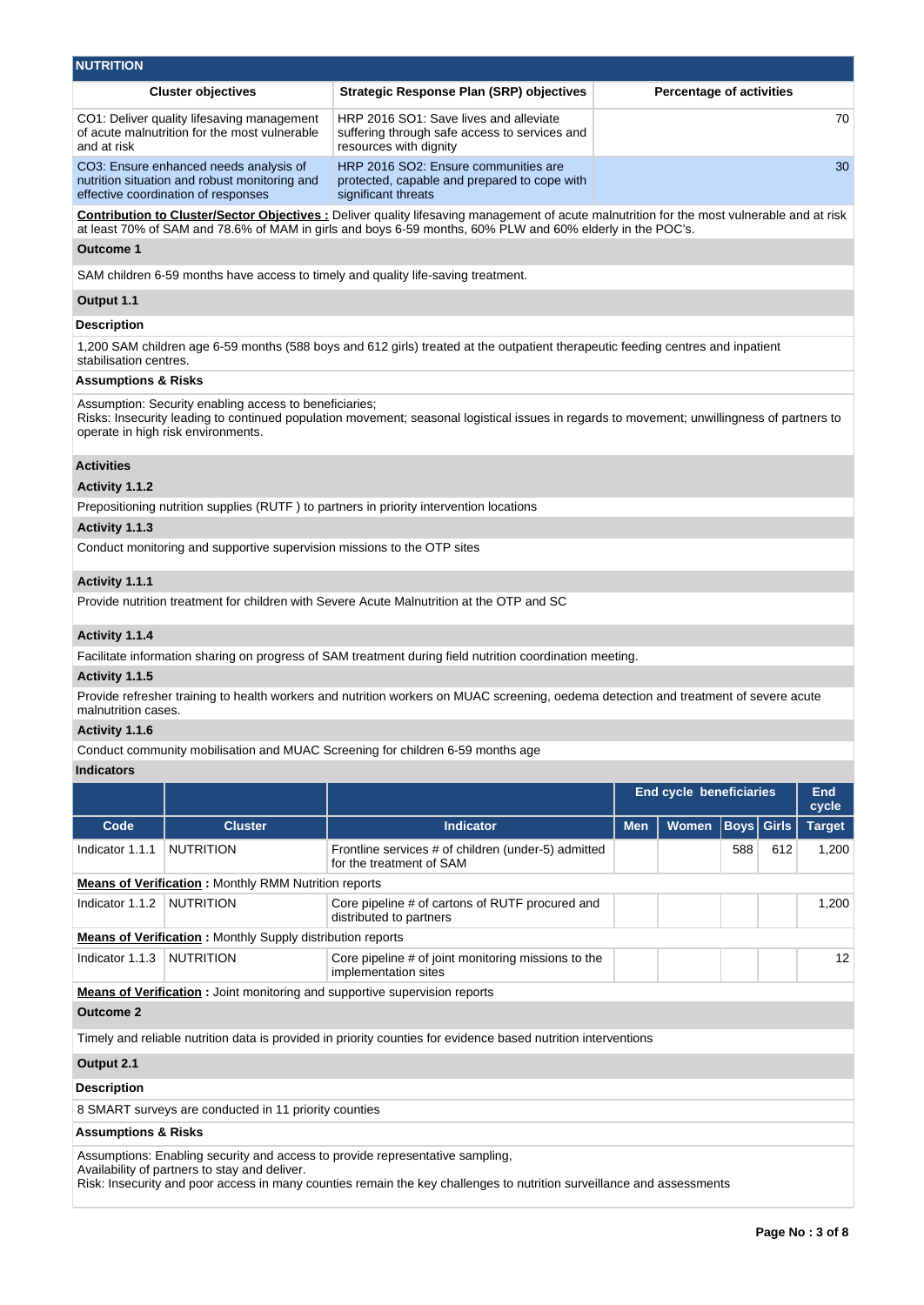## NUTRITION

| Cluster objectives | Strategic Response Plan (SRP) objectives | Percentage of activities |
|---|---|---|
| CO1: Deliver quality lifesaving management of acute malnutrition for the most vulnerable and at risk | HRP 2016 SO1: Save lives and alleviate suffering through safe access to services and resources with dignity | 70 |
| CO3: Ensure enhanced needs analysis of nutrition situation and robust monitoring and effective coordination of responses | HRP 2016 SO2: Ensure communities are protected, capable and prepared to cope with significant threats | 30 |

**Contribution to Cluster/Sector Objectives :** Deliver quality lifesaving management of acute malnutrition for the most vulnerable and at risk at least 70% of SAM and 78.6% of MAM in girls and boys 6-59 months, 60% PLW and 60% elderly in the POC's.

**Outcome 1**

SAM children 6-59 months have access to timely and quality life-saving treatment.

**Output 1.1**

**Description**

1,200 SAM children age 6-59 months (588 boys and 612 girls) treated at the outpatient therapeutic feeding centres and inpatient stabilisation centres.

**Assumptions & Risks**

Assumption: Security enabling access to beneficiaries;
Risks: Insecurity leading to continued population movement; seasonal logistical issues in regards to movement; unwillingness of partners to operate in high risk environments.

**Activities**

**Activity 1.1.2**

Prepositioning nutrition supplies (RUTF ) to partners in priority intervention locations

**Activity 1.1.3**

Conduct monitoring and supportive supervision missions to the OTP sites

**Activity 1.1.1**

Provide nutrition treatment for children with Severe Acute Malnutrition at the OTP and SC

**Activity 1.1.4**

Facilitate information sharing on progress of SAM treatment during field nutrition coordination meeting.

**Activity 1.1.5**

Provide refresher training to health workers and nutrition workers on MUAC screening, oedema detection and treatment of severe acute malnutrition cases.

**Activity 1.1.6**

Conduct community mobilisation and MUAC Screening for children 6-59 months age

**Indicators**

| | | | End cycle beneficiaries | | | | End cycle |
|---|---|---|---|---|---|---|---|
| **Code** | **Cluster** | **Indicator** | **Men** | **Women** | **Boys** | **Girls** | **Target** |
| Indicator 1.1.1 | NUTRITION | Frontline services # of children (under-5) admitted for the treatment of SAM | | | 588 | 612 | 1,200 |
| **Means of Verification :** Monthly RMM Nutrition reports | | | | | | | |
| Indicator 1.1.2 | NUTRITION | Core pipeline # of cartons of RUTF procured and distributed to partners | | | | | 1,200 |
| **Means of Verification :** Monthly Supply distribution reports | | | | | | | |
| Indicator 1.1.3 | NUTRITION | Core pipeline # of joint monitoring missions to the implementation sites | | | | | 12 |
| **Means of Verification :** Joint monitoring and supportive supervision reports | | | | | | | |

**Outcome 2**

Timely and reliable nutrition data is provided in priority counties for evidence based nutrition interventions

**Output 2.1**

**Description**

8 SMART surveys are conducted in 11 priority counties

**Assumptions & Risks**

Assumptions: Enabling security and access to provide representative sampling,
Availability of partners to stay and deliver.
Risk: Insecurity and poor access in many counties remain the key challenges to nutrition surveillance and assessments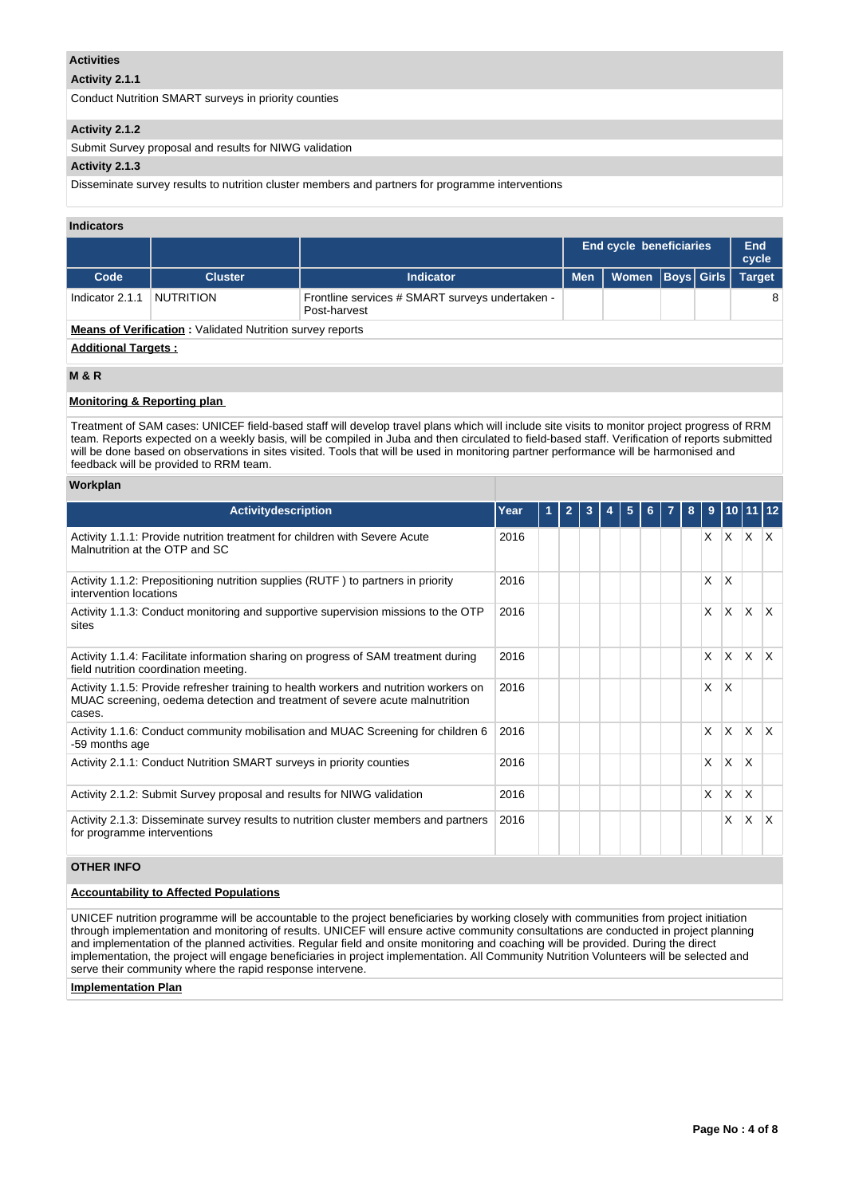## Activities

### Activity 2.1.1

Conduct Nutrition SMART surveys in priority counties

### Activity 2.1.2

Submit Survey proposal and results for NIWG validation

### Activity 2.1.3

Disseminate survey results to nutrition cluster members and partners for programme interventions

## Indicators

| | | | End cycle beneficiaries | | | | End cycle |
|---|---|---|---|---|---|---|---|
| **Code** | **Cluster** | **Indicator** | **Men** | **Women** | **Boys** | **Girls** | **Target** |
| Indicator 2.1.1 | NUTRITION | Frontline services # SMART surveys undertaken - Post-harvest | | | | | 8 |

**Means of Verification :** Validated Nutrition survey reports

**Additional Targets :**

## M & R

**Monitoring & Reporting plan**

Treatment of SAM cases: UNICEF field-based staff will develop travel plans which will include site visits to monitor project progress of RRM team. Reports expected on a weekly basis, will be compiled in Juba and then circulated to field-based staff. Verification of reports submitted will be done based on observations in sites visited. Tools that will be used in monitoring partner performance will be harmonised and feedback will be provided to RRM team.

### Workplan

| Activitydescription | Year | 1 | 2 | 3 | 4 | 5 | 6 | 7 | 8 | 9 | 10 | 11 | 12 |
|---|---|---|---|---|---|---|---|---|---|---|---|---|---|
| Activity 1.1.1: Provide nutrition treatment for children with Severe Acute Malnutrition at the OTP and SC | 2016 | | | | | | | | | X | X | X | X |
| Activity 1.1.2: Prepositioning nutrition supplies (RUTF ) to partners in priority intervention locations | 2016 | | | | | | | | | X | X | | |
| Activity 1.1.3: Conduct monitoring and supportive supervision missions to the OTP sites | 2016 | | | | | | | | | X | X | X | X |
| Activity 1.1.4: Facilitate information sharing on progress of SAM treatment during field nutrition coordination meeting. | 2016 | | | | | | | | | X | X | X | X |
| Activity 1.1.5: Provide refresher training to health workers and nutrition workers on MUAC screening, oedema detection and treatment of severe acute malnutrition cases. | 2016 | | | | | | | | | X | X | | |
| Activity 1.1.6: Conduct community mobilisation and MUAC Screening for children 6 -59 months age | 2016 | | | | | | | | | X | X | X | X |
| Activity 2.1.1: Conduct Nutrition SMART surveys in priority counties | 2016 | | | | | | | | | X | X | X | |
| Activity 2.1.2: Submit Survey proposal and results for NIWG validation | 2016 | | | | | | | | | X | X | X | |
| Activity 2.1.3: Disseminate survey results to nutrition cluster members and partners for programme interventions | 2016 | | | | | | | | | | X | X | X |

## OTHER INFO

**Accountability to Affected Populations**

UNICEF nutrition programme will be accountable to the project beneficiaries by working closely with communities from project initiation through implementation and monitoring of results. UNICEF will ensure active community consultations are conducted in project planning and implementation of the planned activities. Regular field and onsite monitoring and coaching will be provided. During the direct implementation, the project will engage beneficiaries in project implementation. All Community Nutrition Volunteers will be selected and serve their community where the rapid response intervene.

**Implementation Plan**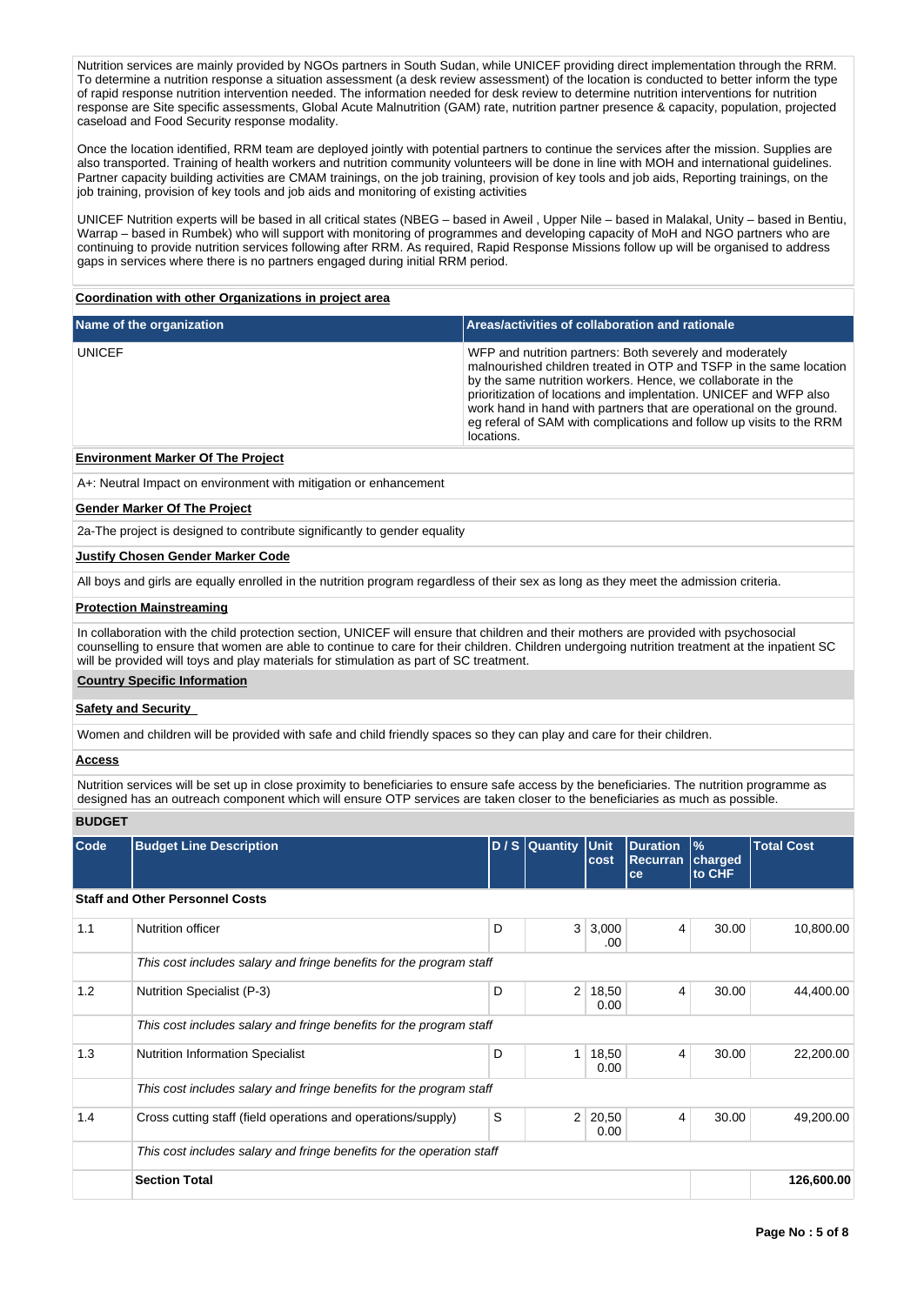Nutrition services are mainly provided by NGOs partners in South Sudan, while UNICEF providing direct implementation through the RRM. To determine a nutrition response a situation assessment (a desk review assessment) of the location is conducted to better inform the type of rapid response nutrition intervention needed. The information needed for desk review to determine nutrition interventions for nutrition response are Site specific assessments, Global Acute Malnutrition (GAM) rate, nutrition partner presence & capacity, population, projected caseload and Food Security response modality.

Once the location identified, RRM team are deployed jointly with potential partners to continue the services after the mission. Supplies are also transported. Training of health workers and nutrition community volunteers will be done in line with MOH and international guidelines. Partner capacity building activities are CMAM trainings, on the job training, provision of key tools and job aids, Reporting trainings, on the job training, provision of key tools and job aids and monitoring of existing activities

UNICEF Nutrition experts will be based in all critical states (NBEG – based in Aweil , Upper Nile – based in Malakal, Unity – based in Bentiu, Warrap – based in Rumbek) who will support with monitoring of programmes and developing capacity of MoH and NGO partners who are continuing to provide nutrition services following after RRM. As required, Rapid Response Missions follow up will be organised to address gaps in services where there is no partners engaged during initial RRM period.

**Coordination with other Organizations in project area**

| Name of the organization | Areas/activities of collaboration and rationale |
|---|---|
| UNICEF | WFP and nutrition partners: Both severely and moderately malnourished children treated in OTP and TSFP in the same location by the same nutrition workers. Hence, we collaborate in the prioritization of locations and implentation. UNICEF and WFP also work hand in hand with partners that are operational on the ground. eg referal of SAM with complications and follow up visits to the RRM locations. |

**Environment Marker Of The Project**

A+: Neutral Impact on environment with mitigation or enhancement

**Gender Marker Of The Project**

2a-The project is designed to contribute significantly to gender equality

**Justify Chosen Gender Marker Code**

All boys and girls are equally enrolled in the nutrition program regardless of their sex as long as they meet the admission criteria.

**Protection Mainstreaming**

In collaboration with the child protection section, UNICEF will ensure that children and their mothers are provided with psychosocial counselling to ensure that women are able to continue to care for their children. Children undergoing nutrition treatment at the inpatient SC will be provided will toys and play materials for stimulation as part of SC treatment.

**Country Specific Information**

**Safety and Security**

Women and children will be provided with safe and child friendly spaces so they can play and care for their children.

**Access**

Nutrition services will be set up in close proximity to beneficiaries to ensure safe access by the beneficiaries. The nutrition programme as designed has an outreach component which will ensure OTP services are taken closer to the beneficiaries as much as possible.

**BUDGET**

| Code | Budget Line Description | D / S | Quantity | Unit cost | Duration Recurrance | % charged to CHF | Total Cost |
|---|---|---|---|---|---|---|---|
| **Staff and Other Personnel Costs** | | | | | | | |
| 1.1 | Nutrition officer | D | 3 | 3,000.00 | 4 | 30.00 | 10,800.00 |
| | *This cost includes salary and fringe benefits for the program staff* | | | | | | |
| 1.2 | Nutrition Specialist (P-3) | D | 2 | 18,500.00 | 4 | 30.00 | 44,400.00 |
| | *This cost includes salary and fringe benefits for the program staff* | | | | | | |
| 1.3 | Nutrition Information Specialist | D | 1 | 18,500.00 | 4 | 30.00 | 22,200.00 |
| | *This cost includes salary and fringe benefits for the program staff* | | | | | | |
| 1.4 | Cross cutting staff (field operations and operations/supply) | S | 2 | 20,500.00 | 4 | 30.00 | 49,200.00 |
| | *This cost includes salary and fringe benefits for the operation staff* | | | | | | |
| | **Section Total** | | | | | | **126,600.00** |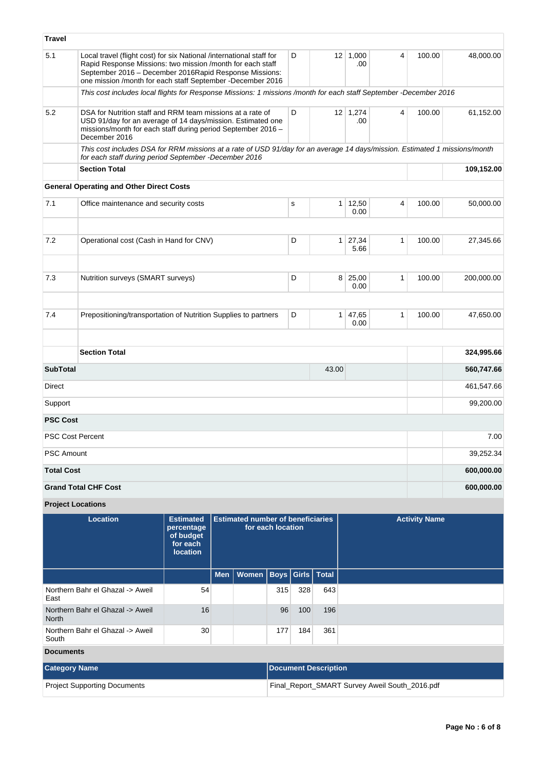| | | | | | | | |
|---|---|---|---|---|---|---|---|
| **Travel** | | | | | | | |
| 5.1 | Local travel (flight cost) for six National /international staff for Rapid Response Missions: two mission /month for each staff September 2016 – December 2016Rapid Response Missions: one mission /month for each staff September -December 2016 | D | 12 | 1,000.00 | 4 | 100.00 | 48,000.00 |
| | *This cost includes local flights for Response Missions: 1 missions /month for each staff September -December 2016* | | | | | | |
| 5.2 | DSA for Nutrition staff and RRM team missions at a rate of USD 91/day for an average of 14 days/mission. Estimated one missions/month for each staff during period September 2016 – December 2016 | D | 12 | 1,274.00 | 4 | 100.00 | 61,152.00 |
| | *This cost includes DSA for RRM missions at a rate of USD 91/day for an average 14 days/mission. Estimated 1 missions/month for each staff during period September -December 2016* | | | | | | |
| | **Section Total** | | | | | | **109,152.00** |
| **General Operating and Other Direct Costs** | | | | | | | |
| 7.1 | Office maintenance and security costs | s | 1 | 12,500.00 | 4 | 100.00 | 50,000.00 |
| | | | | | | | |
| 7.2 | Operational cost (Cash in Hand for CNV) | D | 1 | 27,345.66 | 1 | 100.00 | 27,345.66 |
| | | | | | | | |
| 7.3 | Nutrition surveys (SMART surveys) | D | 8 | 25,000.00 | 1 | 100.00 | 200,000.00 |
| | | | | | | | |
| 7.4 | Prepositioning/transportation of Nutrition Supplies to partners | D | 1 | 47,650.00 | 1 | 100.00 | 47,650.00 |
| | | | | | | | |
| | **Section Total** | | | | | | **324,995.66** |
| **SubTotal** | | | 43.00 | | | | **560,747.66** |
| Direct | | | | | | | 461,547.66 |
| Support | | | | | | | 99,200.00 |
| **PSC Cost** | | | | | | | |
| PSC Cost Percent | | | | | | | 7.00 |
| PSC Amount | | | | | | | 39,252.34 |
| **Total Cost** | | | | | | | **600,000.00** |
| **Grand Total CHF Cost** | | | | | | | **600,000.00** |

**Project Locations**

| Location | Estimated percentage of budget for each location | Estimated number of beneficiaries for each location | | | | | Activity Name |
|---|---|---|---|---|---|---|---|
| | | Men | Women | Boys | Girls | Total | |
| Northern Bahr el Ghazal -> Aweil East | 54 | | | 315 | 328 | 643 | |
| Northern Bahr el Ghazal -> Aweil North | 16 | | | 96 | 100 | 196 | |
| Northern Bahr el Ghazal -> Aweil South | 30 | | | 177 | 184 | 361 | |

**Documents**

| Category Name | Document Description |
|---|---|
| Project Supporting Documents | Final_Report_SMART Survey Aweil South_2016.pdf |